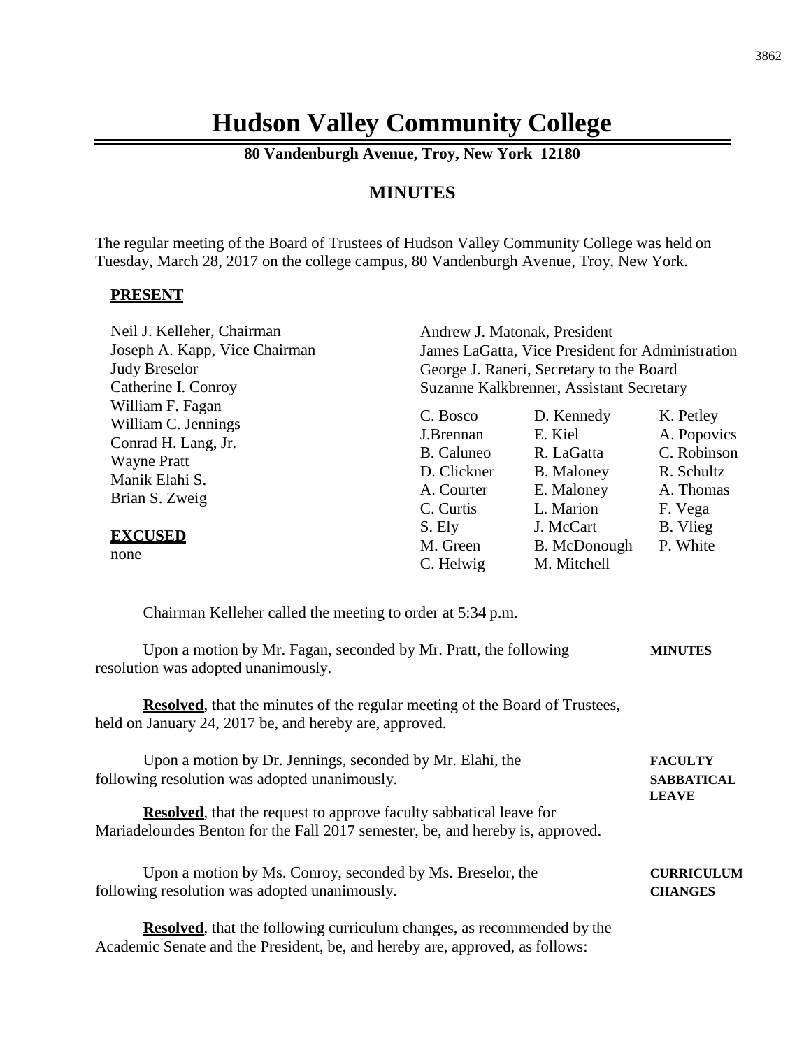# Hudson Valley Community College

**80 Vandenburgh Avenue, Troy, New York 12180**

## MINUTES

The regular meeting of the Board of Trustees of Hudson Valley Community College was held on Tuesday, March 28, 2017 on the college campus, 80 Vandenburgh Avenue, Troy, New York.

**PRESENT**

Neil J. Kelleher, Chairman
Joseph A. Kapp, Vice Chairman
Judy Breselor
Catherine I. Conroy
William F. Fagan
William C. Jennings
Conrad H. Lang, Jr.
Wayne Pratt
Manik Elahi S.
Brian S. Zweig

Andrew J. Matonak, President
James LaGatta, Vice President for Administration
George J. Raneri, Secretary to the Board
Suzanne Kalkbrenner, Assistant Secretary

| | | |
|---|---|---|
| C. Bosco | D. Kennedy | K. Petley |
| J.Brennan | E. Kiel | A. Popovics |
| B. Caluneo | R. LaGatta | C. Robinson |
| D. Clickner | B. Maloney | R. Schultz |
| A. Courter | E. Maloney | A. Thomas |
| C. Curtis | L. Marion | F. Vega |
| S. Ely | J. McCart | B. Vlieg |
| M. Green | B. McDonough | P. White |
| C. Helwig | M. Mitchell | |

**EXCUSED**

none

Chairman Kelleher called the meeting to order at 5:34 p.m.

**MINUTES**

Upon a motion by Mr. Fagan, seconded by Mr. Pratt, the following resolution was adopted unanimously.

**Resolved**, that the minutes of the regular meeting of the Board of Trustees, held on January 24, 2017 be, and hereby are, approved.

**FACULTY SABBATICAL LEAVE**

Upon a motion by Dr. Jennings, seconded by Mr. Elahi, the following resolution was adopted unanimously.

**Resolved**, that the request to approve faculty sabbatical leave for Mariadelourdes Benton for the Fall 2017 semester, be, and hereby is, approved.

**CURRICULUM CHANGES**

Upon a motion by Ms. Conroy, seconded by Ms. Breselor, the following resolution was adopted unanimously.

**Resolved**, that the following curriculum changes, as recommended by the Academic Senate and the President, be, and hereby are, approved, as follows: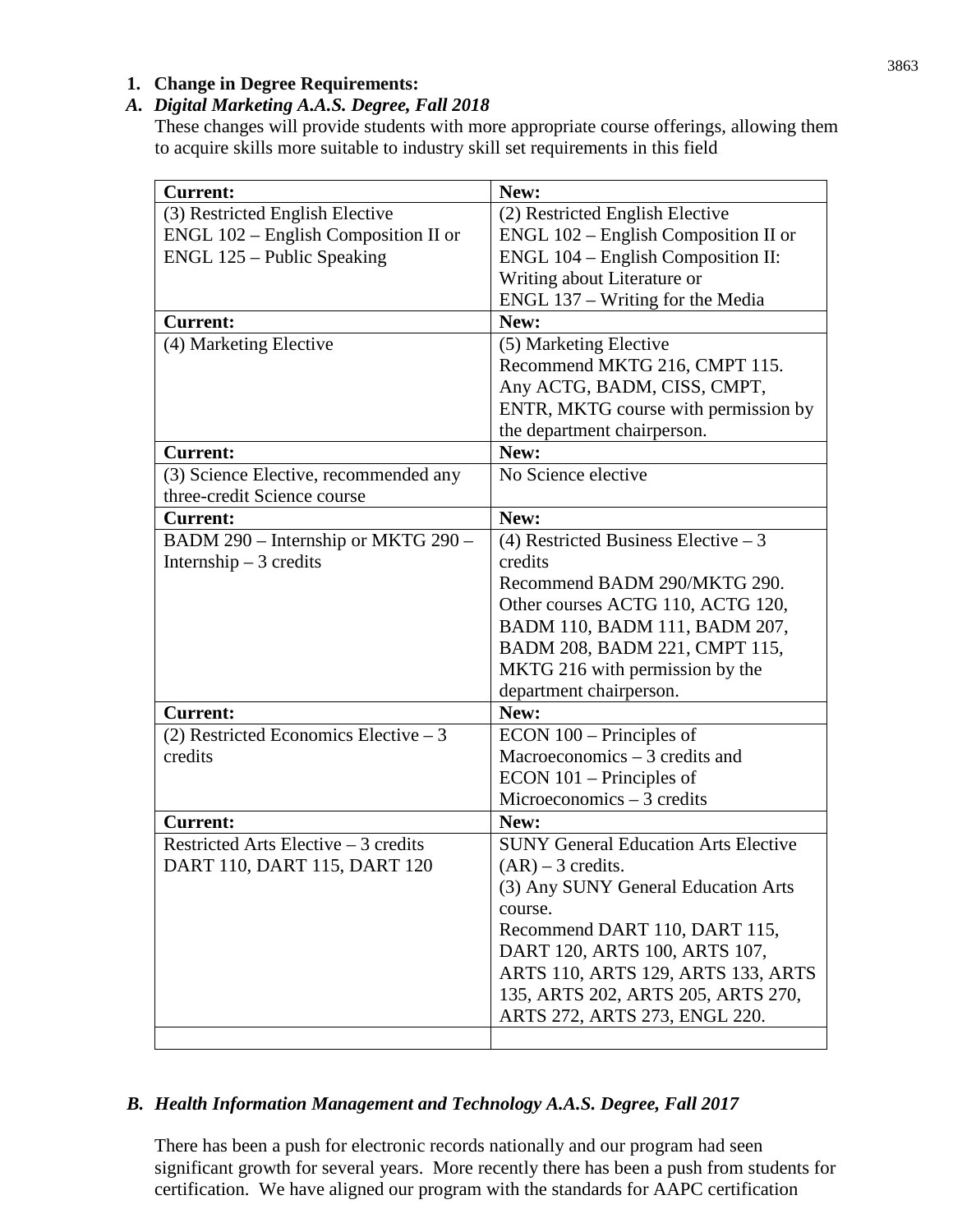**1. Change in Degree Requirements:**

***A. Digital Marketing A.A.S. Degree, Fall 2018***

These changes will provide students with more appropriate course offerings, allowing them to acquire skills more suitable to industry skill set requirements in this field

| **Current:** | **New:** |
|---|---|
| (3) Restricted English Elective<br>ENGL 102 – English Composition II or<br>ENGL 125 – Public Speaking | (2) Restricted English Elective<br>ENGL 102 – English Composition II or<br>ENGL 104 – English Composition II: Writing about Literature or<br>ENGL 137 – Writing for the Media |
| **Current:** | **New:** |
| (4) Marketing Elective | (5) Marketing Elective<br>Recommend MKTG 216, CMPT 115.<br>Any ACTG, BADM, CISS, CMPT, ENTR, MKTG course with permission by the department chairperson. |
| **Current:** | **New:** |
| (3) Science Elective, recommended any three-credit Science course | No Science elective |
| **Current:** | **New:** |
| BADM 290 – Internship or MKTG 290 – Internship – 3 credits | (4) Restricted Business Elective – 3 credits<br>Recommend BADM 290/MKTG 290.<br>Other courses ACTG 110, ACTG 120, BADM 110, BADM 111, BADM 207, BADM 208, BADM 221, CMPT 115, MKTG 216 with permission by the department chairperson. |
| **Current:** | **New:** |
| (2) Restricted Economics Elective – 3 credits | ECON 100 – Principles of Macroeconomics – 3 credits and<br>ECON 101 – Principles of Microeconomics – 3 credits |
| **Current:** | **New:** |
| Restricted Arts Elective – 3 credits<br>DART 110, DART 115, DART 120 | SUNY General Education Arts Elective (AR) – 3 credits.<br>(3) Any SUNY General Education Arts course.<br>Recommend DART 110, DART 115, DART 120, ARTS 100, ARTS 107, ARTS 110, ARTS 129, ARTS 133, ARTS 135, ARTS 202, ARTS 205, ARTS 270, ARTS 272, ARTS 273, ENGL 220. |
| | |

***B. Health Information Management and Technology A.A.S. Degree, Fall 2017***

There has been a push for electronic records nationally and our program had seen significant growth for several years. More recently there has been a push from students for certification. We have aligned our program with the standards for AAPC certification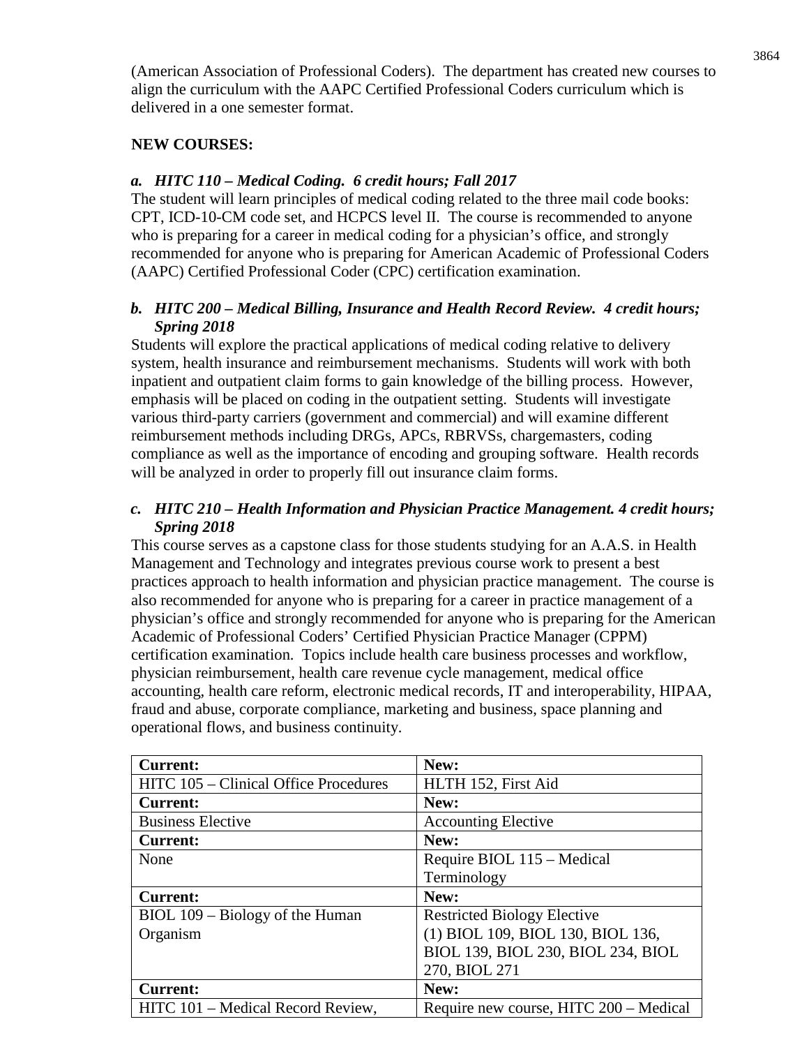(American Association of Professional Coders). The department has created new courses to align the curriculum with the AAPC Certified Professional Coders curriculum which is delivered in a one semester format.

**NEW COURSES:**

***a. HITC 110 – Medical Coding. 6 credit hours; Fall 2017***

The student will learn principles of medical coding related to the three mail code books: CPT, ICD-10-CM code set, and HCPCS level II. The course is recommended to anyone who is preparing for a career in medical coding for a physician's office, and strongly recommended for anyone who is preparing for American Academic of Professional Coders (AAPC) Certified Professional Coder (CPC) certification examination.

***b. HITC 200 – Medical Billing, Insurance and Health Record Review. 4 credit hours; Spring 2018***

Students will explore the practical applications of medical coding relative to delivery system, health insurance and reimbursement mechanisms. Students will work with both inpatient and outpatient claim forms to gain knowledge of the billing process. However, emphasis will be placed on coding in the outpatient setting. Students will investigate various third-party carriers (government and commercial) and will examine different reimbursement methods including DRGs, APCs, RBRVSs, chargemasters, coding compliance as well as the importance of encoding and grouping software. Health records will be analyzed in order to properly fill out insurance claim forms.

***c. HITC 210 – Health Information and Physician Practice Management. 4 credit hours; Spring 2018***

This course serves as a capstone class for those students studying for an A.A.S. in Health Management and Technology and integrates previous course work to present a best practices approach to health information and physician practice management. The course is also recommended for anyone who is preparing for a career in practice management of a physician's office and strongly recommended for anyone who is preparing for the American Academic of Professional Coders' Certified Physician Practice Manager (CPPM) certification examination. Topics include health care business processes and workflow, physician reimbursement, health care revenue cycle management, medical office accounting, health care reform, electronic medical records, IT and interoperability, HIPAA, fraud and abuse, corporate compliance, marketing and business, space planning and operational flows, and business continuity.

| **Current:** | **New:** |
|---|---|
| HITC 105 – Clinical Office Procedures | HLTH 152, First Aid |
| **Current:** | **New:** |
| Business Elective | Accounting Elective |
| **Current:** | **New:** |
| None | Require BIOL 115 – Medical Terminology |
| **Current:** | **New:** |
| BIOL 109 – Biology of the Human Organism | Restricted Biology Elective (1) BIOL 109, BIOL 130, BIOL 136, BIOL 139, BIOL 230, BIOL 234, BIOL 270, BIOL 271 |
| **Current:** | **New:** |
| HITC 101 – Medical Record Review, | Require new course, HITC 200 – Medical |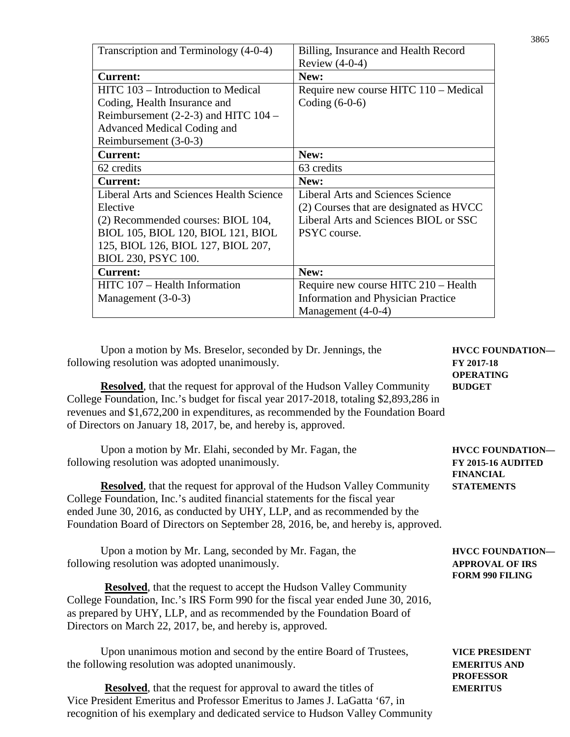| Transcription and Terminology (4-0-4) | Billing, Insurance and Health Record Review (4-0-4) |
| --- | --- |
| **Current:** | **New:** |
| HITC 103 – Introduction to Medical Coding, Health Insurance and Reimbursement (2-2-3) and HITC 104 – Advanced Medical Coding and Reimbursement (3-0-3) | Require new course HITC 110 – Medical Coding (6-0-6) |
| **Current:** | **New:** |
| 62 credits | 63 credits |
| **Current:** | **New:** |
| Liberal Arts and Sciences Health Science Elective (2) Recommended courses: BIOL 104, BIOL 105, BIOL 120, BIOL 121, BIOL 125, BIOL 126, BIOL 127, BIOL 207, BIOL 230, PSYC 100. | Liberal Arts and Sciences Science (2) Courses that are designated as HVCC Liberal Arts and Sciences BIOL or SSC PSYC course. |
| **Current:** | **New:** |
| HITC 107 – Health Information Management (3-0-3) | Require new course HITC 210 – Health Information and Physician Practice Management (4-0-4) |

**HVCC FOUNDATION— FY 2017-18 OPERATING BUDGET**

Upon a motion by Ms. Breselor, seconded by Dr. Jennings, the following resolution was adopted unanimously.

**Resolved**, that the request for approval of the Hudson Valley Community College Foundation, Inc.'s budget for fiscal year 2017-2018, totaling $2,893,286 in revenues and $1,672,200 in expenditures, as recommended by the Foundation Board of Directors on January 18, 2017, be, and hereby is, approved.

**HVCC FOUNDATION— FY 2015-16 AUDITED FINANCIAL STATEMENTS**

Upon a motion by Mr. Elahi, seconded by Mr. Fagan, the following resolution was adopted unanimously.

**Resolved**, that the request for approval of the Hudson Valley Community College Foundation, Inc.'s audited financial statements for the fiscal year ended June 30, 2016, as conducted by UHY, LLP, and as recommended by the Foundation Board of Directors on September 28, 2016, be, and hereby is, approved.

**HVCC FOUNDATION— APPROVAL OF IRS FORM 990 FILING**

Upon a motion by Mr. Lang, seconded by Mr. Fagan, the following resolution was adopted unanimously.

**Resolved**, that the request to accept the Hudson Valley Community College Foundation, Inc.'s IRS Form 990 for the fiscal year ended June 30, 2016, as prepared by UHY, LLP, and as recommended by the Foundation Board of Directors on March 22, 2017, be, and hereby is, approved.

**VICE PRESIDENT EMERITUS AND PROFESSOR EMERITUS**

Upon unanimous motion and second by the entire Board of Trustees, the following resolution was adopted unanimously.

**Resolved**, that the request for approval to award the titles of Vice President Emeritus and Professor Emeritus to James J. LaGatta '67, in recognition of his exemplary and dedicated service to Hudson Valley Community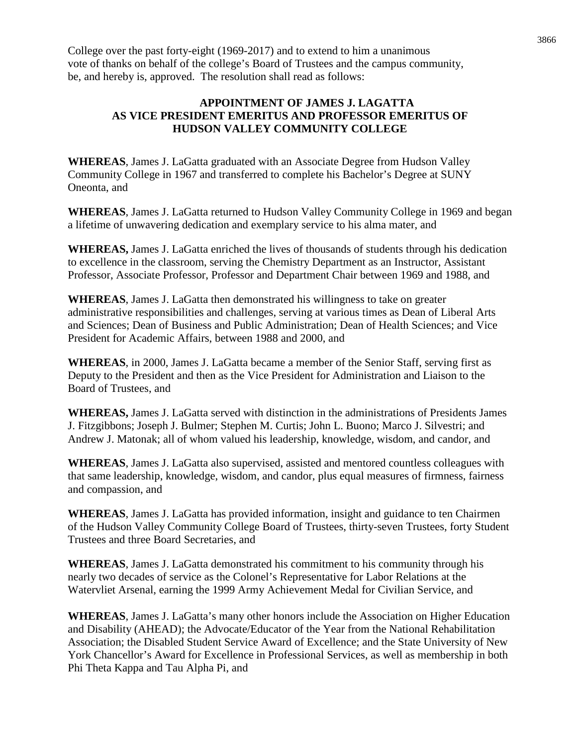College over the past forty-eight (1969-2017) and to extend to him a unanimous vote of thanks on behalf of the college's Board of Trustees and the campus community, be, and hereby is, approved. The resolution shall read as follows:

**APPOINTMENT OF JAMES J. LAGATTA AS VICE PRESIDENT EMERITUS AND PROFESSOR EMERITUS OF HUDSON VALLEY COMMUNITY COLLEGE**

**WHEREAS**, James J. LaGatta graduated with an Associate Degree from Hudson Valley Community College in 1967 and transferred to complete his Bachelor's Degree at SUNY Oneonta, and

**WHEREAS**, James J. LaGatta returned to Hudson Valley Community College in 1969 and began a lifetime of unwavering dedication and exemplary service to his alma mater, and

**WHEREAS,** James J. LaGatta enriched the lives of thousands of students through his dedication to excellence in the classroom, serving the Chemistry Department as an Instructor, Assistant Professor, Associate Professor, Professor and Department Chair between 1969 and 1988, and

**WHEREAS**, James J. LaGatta then demonstrated his willingness to take on greater administrative responsibilities and challenges, serving at various times as Dean of Liberal Arts and Sciences; Dean of Business and Public Administration; Dean of Health Sciences; and Vice President for Academic Affairs, between 1988 and 2000, and

**WHEREAS**, in 2000, James J. LaGatta became a member of the Senior Staff, serving first as Deputy to the President and then as the Vice President for Administration and Liaison to the Board of Trustees, and

**WHEREAS,** James J. LaGatta served with distinction in the administrations of Presidents James J. Fitzgibbons; Joseph J. Bulmer; Stephen M. Curtis; John L. Buono; Marco J. Silvestri; and Andrew J. Matonak; all of whom valued his leadership, knowledge, wisdom, and candor, and

**WHEREAS**, James J. LaGatta also supervised, assisted and mentored countless colleagues with that same leadership, knowledge, wisdom, and candor, plus equal measures of firmness, fairness and compassion, and

**WHEREAS**, James J. LaGatta has provided information, insight and guidance to ten Chairmen of the Hudson Valley Community College Board of Trustees, thirty-seven Trustees, forty Student Trustees and three Board Secretaries, and

**WHEREAS**, James J. LaGatta demonstrated his commitment to his community through his nearly two decades of service as the Colonel's Representative for Labor Relations at the Watervliet Arsenal, earning the 1999 Army Achievement Medal for Civilian Service, and

**WHEREAS**, James J. LaGatta's many other honors include the Association on Higher Education and Disability (AHEAD); the Advocate/Educator of the Year from the National Rehabilitation Association; the Disabled Student Service Award of Excellence; and the State University of New York Chancellor's Award for Excellence in Professional Services, as well as membership in both Phi Theta Kappa and Tau Alpha Pi, and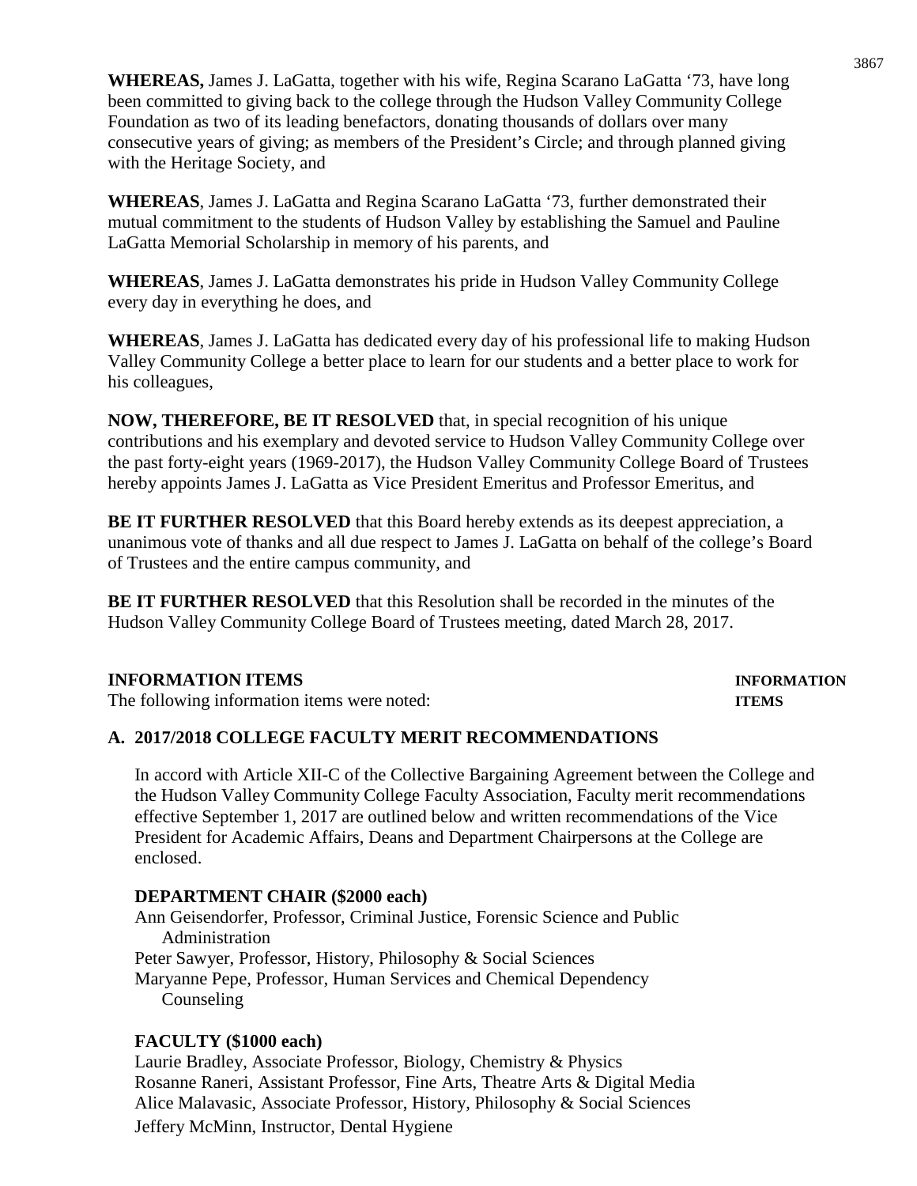**WHEREAS,** James J. LaGatta, together with his wife, Regina Scarano LaGatta '73, have long been committed to giving back to the college through the Hudson Valley Community College Foundation as two of its leading benefactors, donating thousands of dollars over many consecutive years of giving; as members of the President's Circle; and through planned giving with the Heritage Society, and

**WHEREAS**, James J. LaGatta and Regina Scarano LaGatta '73, further demonstrated their mutual commitment to the students of Hudson Valley by establishing the Samuel and Pauline LaGatta Memorial Scholarship in memory of his parents, and

**WHEREAS**, James J. LaGatta demonstrates his pride in Hudson Valley Community College every day in everything he does, and

**WHEREAS**, James J. LaGatta has dedicated every day of his professional life to making Hudson Valley Community College a better place to learn for our students and a better place to work for his colleagues,

**NOW, THEREFORE, BE IT RESOLVED** that, in special recognition of his unique contributions and his exemplary and devoted service to Hudson Valley Community College over the past forty-eight years (1969-2017), the Hudson Valley Community College Board of Trustees hereby appoints James J. LaGatta as Vice President Emeritus and Professor Emeritus, and

**BE IT FURTHER RESOLVED** that this Board hereby extends as its deepest appreciation, a unanimous vote of thanks and all due respect to James J. LaGatta on behalf of the college's Board of Trustees and the entire campus community, and

**BE IT FURTHER RESOLVED** that this Resolution shall be recorded in the minutes of the Hudson Valley Community College Board of Trustees meeting, dated March 28, 2017.

**INFORMATION ITEMS** **INFORMATION ITEMS**

The following information items were noted:

**A. 2017/2018 COLLEGE FACULTY MERIT RECOMMENDATIONS**

In accord with Article XII-C of the Collective Bargaining Agreement between the College and the Hudson Valley Community College Faculty Association, Faculty merit recommendations effective September 1, 2017 are outlined below and written recommendations of the Vice President for Academic Affairs, Deans and Department Chairpersons at the College are enclosed.

**DEPARTMENT CHAIR ($2000 each)**

Ann Geisendorfer, Professor, Criminal Justice, Forensic Science and Public Administration
Peter Sawyer, Professor, History, Philosophy & Social Sciences
Maryanne Pepe, Professor, Human Services and Chemical Dependency Counseling

**FACULTY ($1000 each)**

Laurie Bradley, Associate Professor, Biology, Chemistry & Physics
Rosanne Raneri, Assistant Professor, Fine Arts, Theatre Arts & Digital Media
Alice Malavasic, Associate Professor, History, Philosophy & Social Sciences
Jeffery McMinn, Instructor, Dental Hygiene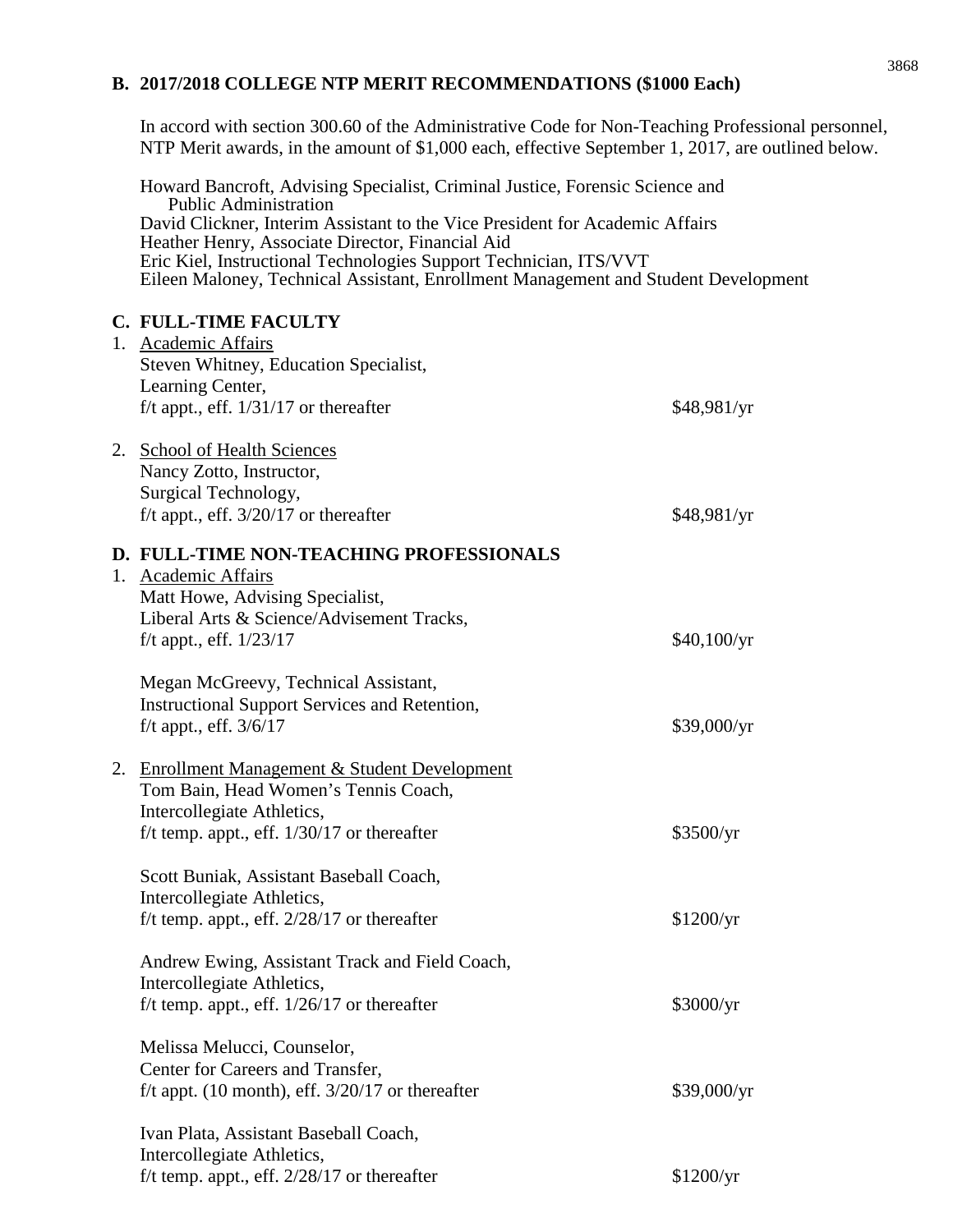## B. 2017/2018 COLLEGE NTP MERIT RECOMMENDATIONS ($1000 Each)

In accord with section 300.60 of the Administrative Code for Non-Teaching Professional personnel, NTP Merit awards, in the amount of $1,000 each, effective September 1, 2017, are outlined below.

Howard Bancroft, Advising Specialist, Criminal Justice, Forensic Science and Public Administration
David Clickner, Interim Assistant to the Vice President for Academic Affairs
Heather Henry, Associate Director, Financial Aid
Eric Kiel, Instructional Technologies Support Technician, ITS/VVT
Eileen Maloney, Technical Assistant, Enrollment Management and Student Development

## C. FULL-TIME FACULTY

1. Academic Affairs
   Steven Whitney, Education Specialist,
   Learning Center,
   f/t appt., eff. 1/31/17 or thereafter — $48,981/yr

2. School of Health Sciences
   Nancy Zotto, Instructor,
   Surgical Technology,
   f/t appt., eff. 3/20/17 or thereafter — $48,981/yr

## D. FULL-TIME NON-TEACHING PROFESSIONALS

1. Academic Affairs
   Matt Howe, Advising Specialist,
   Liberal Arts & Science/Advisement Tracks,
   f/t appt., eff. 1/23/17 — $40,100/yr

   Megan McGreevy, Technical Assistant,
   Instructional Support Services and Retention,
   f/t appt., eff. 3/6/17 — $39,000/yr

2. Enrollment Management & Student Development
   Tom Bain, Head Women's Tennis Coach,
   Intercollegiate Athletics,
   f/t temp. appt., eff. 1/30/17 or thereafter — $3500/yr

   Scott Buniak, Assistant Baseball Coach,
   Intercollegiate Athletics,
   f/t temp. appt., eff. 2/28/17 or thereafter — $1200/yr

   Andrew Ewing, Assistant Track and Field Coach,
   Intercollegiate Athletics,
   f/t temp. appt., eff. 1/26/17 or thereafter — $3000/yr

   Melissa Melucci, Counselor,
   Center for Careers and Transfer,
   f/t appt. (10 month), eff. 3/20/17 or thereafter — $39,000/yr

   Ivan Plata, Assistant Baseball Coach,
   Intercollegiate Athletics,
   f/t temp. appt., eff. 2/28/17 or thereafter — $1200/yr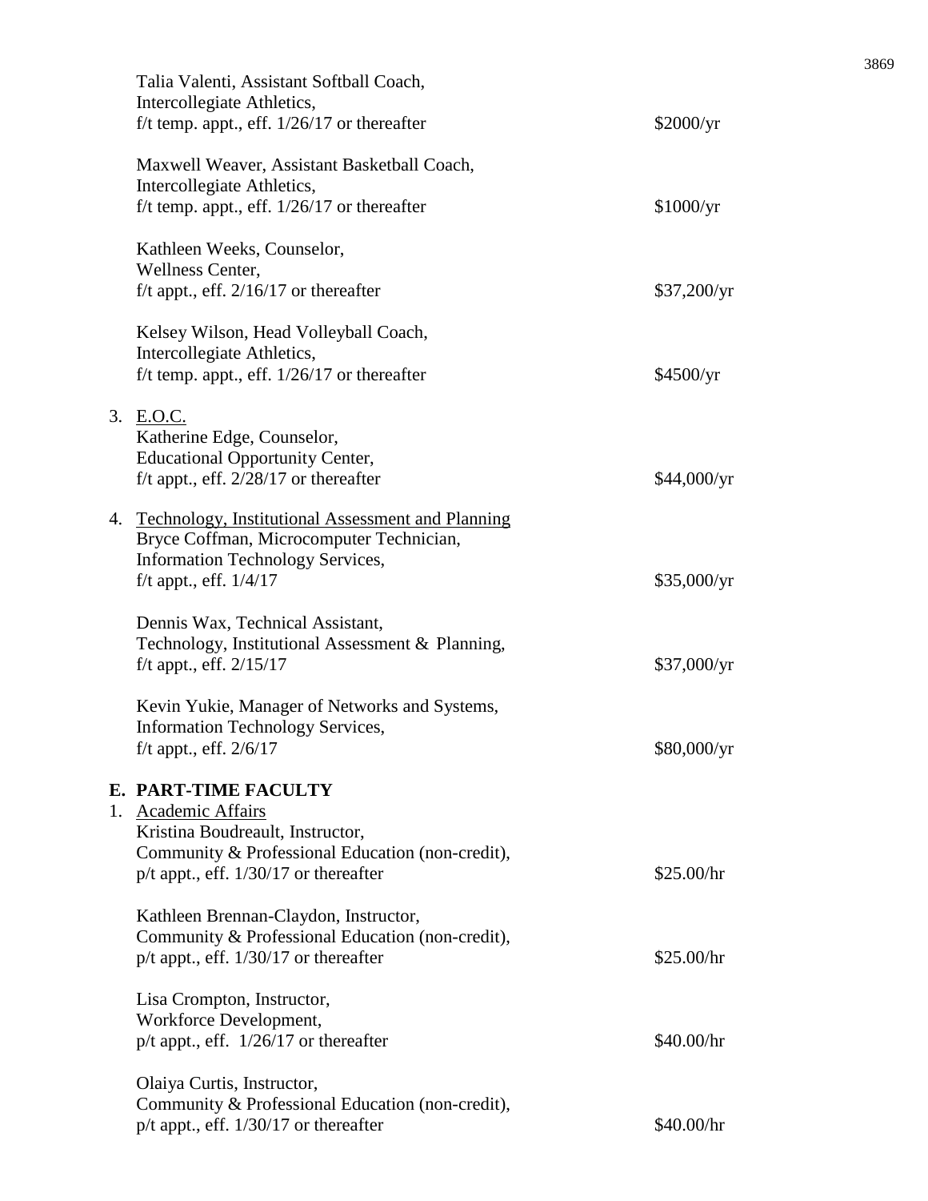Talia Valenti, Assistant Softball Coach,
Intercollegiate Athletics,
f/t temp. appt., eff. 1/26/17 or thereafter — $2000/yr

Maxwell Weaver, Assistant Basketball Coach,
Intercollegiate Athletics,
f/t temp. appt., eff. 1/26/17 or thereafter — $1000/yr

Kathleen Weeks, Counselor,
Wellness Center,
f/t appt., eff. 2/16/17 or thereafter — $37,200/yr

Kelsey Wilson, Head Volleyball Coach,
Intercollegiate Athletics,
f/t temp. appt., eff. 1/26/17 or thereafter — $4500/yr

3. E.O.C.

Katherine Edge, Counselor,
Educational Opportunity Center,
f/t appt., eff. 2/28/17 or thereafter — $44,000/yr

4. Technology, Institutional Assessment and Planning

Bryce Coffman, Microcomputer Technician,
Information Technology Services,
f/t appt., eff. 1/4/17 — $35,000/yr

Dennis Wax, Technical Assistant,
Technology, Institutional Assessment & Planning,
f/t appt., eff. 2/15/17 — $37,000/yr

Kevin Yukie, Manager of Networks and Systems,
Information Technology Services,
f/t appt., eff. 2/6/17 — $80,000/yr

## E. PART-TIME FACULTY

1. Academic Affairs

Kristina Boudreault, Instructor,
Community & Professional Education (non-credit),
p/t appt., eff. 1/30/17 or thereafter — $25.00/hr

Kathleen Brennan-Claydon, Instructor,
Community & Professional Education (non-credit),
p/t appt., eff. 1/30/17 or thereafter — $25.00/hr

Lisa Crompton, Instructor,
Workforce Development,
p/t appt., eff. 1/26/17 or thereafter — $40.00/hr

Olaiya Curtis, Instructor,
Community & Professional Education (non-credit),
p/t appt., eff. 1/30/17 or thereafter — $40.00/hr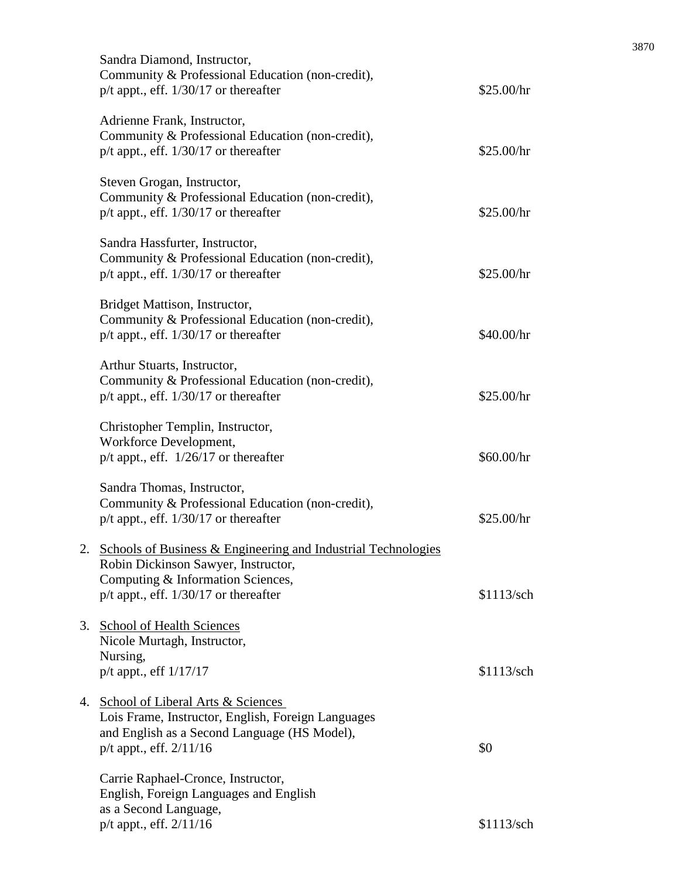Sandra Diamond, Instructor,
Community & Professional Education (non-credit),
p/t appt., eff. 1/30/17 or thereafter — $25.00/hr

Adrienne Frank, Instructor,
Community & Professional Education (non-credit),
p/t appt., eff. 1/30/17 or thereafter — $25.00/hr

Steven Grogan, Instructor,
Community & Professional Education (non-credit),
p/t appt., eff. 1/30/17 or thereafter — $25.00/hr

Sandra Hassfurter, Instructor,
Community & Professional Education (non-credit),
p/t appt., eff. 1/30/17 or thereafter — $25.00/hr

Bridget Mattison, Instructor,
Community & Professional Education (non-credit),
p/t appt., eff. 1/30/17 or thereafter — $40.00/hr

Arthur Stuarts, Instructor,
Community & Professional Education (non-credit),
p/t appt., eff. 1/30/17 or thereafter — $25.00/hr

Christopher Templin, Instructor,
Workforce Development,
p/t appt., eff. 1/26/17 or thereafter — $60.00/hr

Sandra Thomas, Instructor,
Community & Professional Education (non-credit),
p/t appt., eff. 1/30/17 or thereafter — $25.00/hr

2. <u>Schools of Business & Engineering and Industrial Technologies</u>

   Robin Dickinson Sawyer, Instructor,
   Computing & Information Sciences,
   p/t appt., eff. 1/30/17 or thereafter — $1113/sch

3. <u>School of Health Sciences</u>

   Nicole Murtagh, Instructor,
   Nursing,
   p/t appt., eff 1/17/17 — $1113/sch

4. <u>School of Liberal Arts & Sciences</u>

   Lois Frame, Instructor, English, Foreign Languages
   and English as a Second Language (HS Model),
   p/t appt., eff. 2/11/16 — $0

   Carrie Raphael-Cronce, Instructor,
   English, Foreign Languages and English
   as a Second Language,
   p/t appt., eff. 2/11/16 — $1113/sch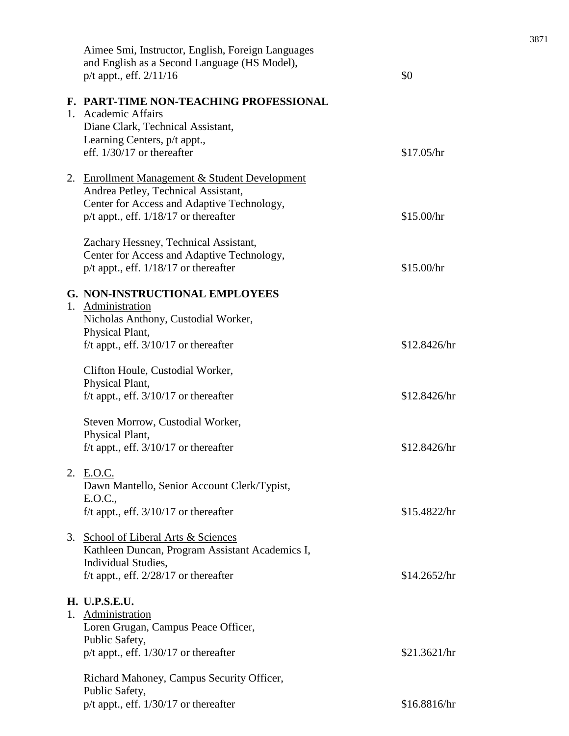Aimee Smi, Instructor, English, Foreign Languages and English as a Second Language (HS Model), p/t appt., eff. 2/11/16 — $0

**F. PART-TIME NON-TEACHING PROFESSIONAL**

1. <u>Academic Affairs</u>

   Diane Clark, Technical Assistant, Learning Centers, p/t appt., eff. 1/30/17 or thereafter — $17.05/hr

2. <u>Enrollment Management & Student Development</u>

   Andrea Petley, Technical Assistant, Center for Access and Adaptive Technology, p/t appt., eff. 1/18/17 or thereafter — $15.00/hr

   Zachary Hessney, Technical Assistant, Center for Access and Adaptive Technology, p/t appt., eff. 1/18/17 or thereafter — $15.00/hr

**G. NON-INSTRUCTIONAL EMPLOYEES**

1. <u>Administration</u>

   Nicholas Anthony, Custodial Worker, Physical Plant, f/t appt., eff. 3/10/17 or thereafter — $12.8426/hr

   Clifton Houle, Custodial Worker, Physical Plant, f/t appt., eff. 3/10/17 or thereafter — $12.8426/hr

   Steven Morrow, Custodial Worker, Physical Plant, f/t appt., eff. 3/10/17 or thereafter — $12.8426/hr

2. <u>E.O.C.</u>

   Dawn Mantello, Senior Account Clerk/Typist, E.O.C., f/t appt., eff. 3/10/17 or thereafter — $15.4822/hr

3. <u>School of Liberal Arts & Sciences</u>

   Kathleen Duncan, Program Assistant Academics I, Individual Studies, f/t appt., eff. 2/28/17 or thereafter — $14.2652/hr

**H. U.P.S.E.U.**

1. <u>Administration</u>

   Loren Grugan, Campus Peace Officer, Public Safety, p/t appt., eff. 1/30/17 or thereafter — $21.3621/hr

   Richard Mahoney, Campus Security Officer, Public Safety, p/t appt., eff. 1/30/17 or thereafter — $16.8816/hr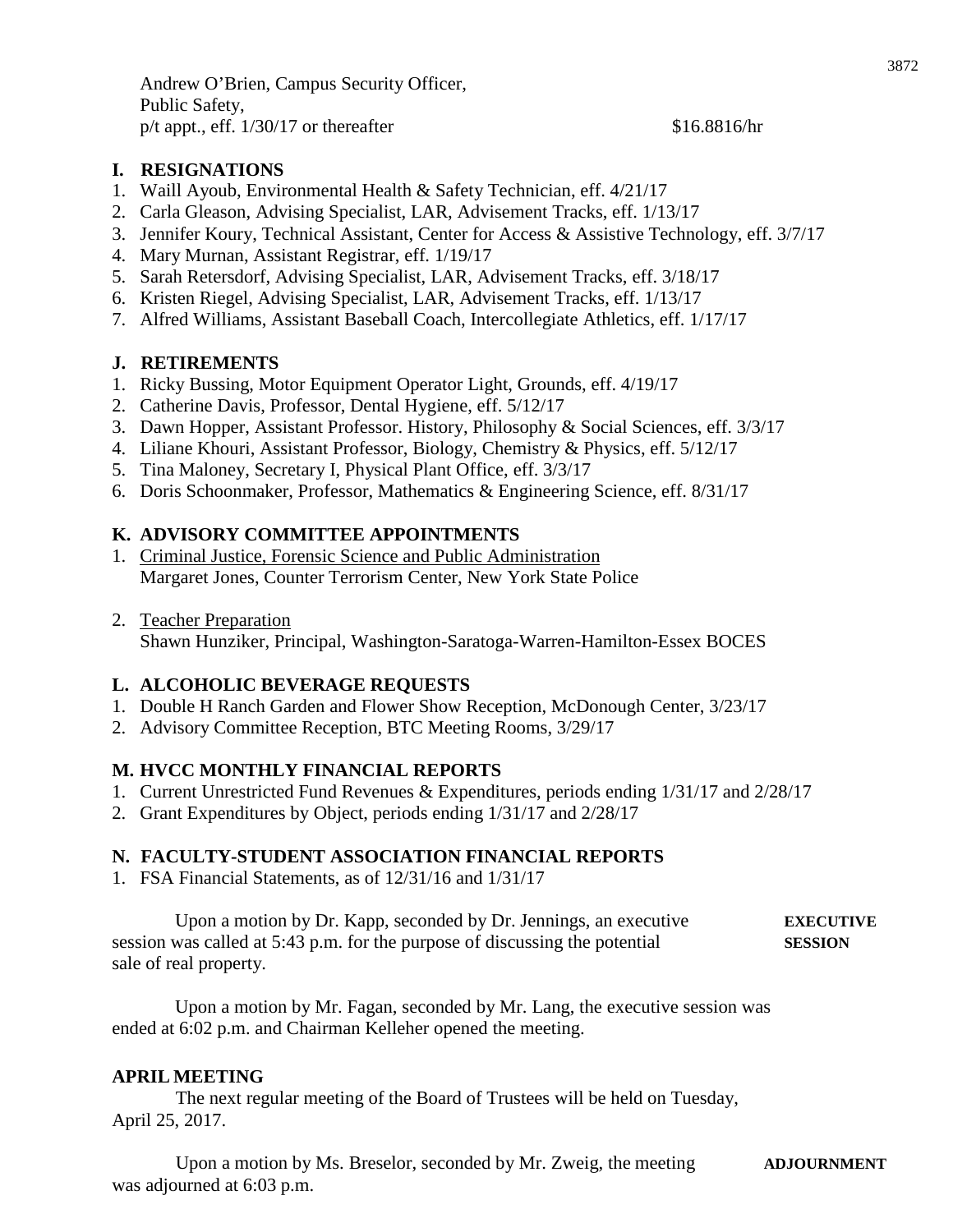Andrew O'Brien, Campus Security Officer,
Public Safety,
p/t appt., eff. 1/30/17 or thereafter $16.8816/hr

**I. RESIGNATIONS**

1. Waill Ayoub, Environmental Health & Safety Technician, eff. 4/21/17
2. Carla Gleason, Advising Specialist, LAR, Advisement Tracks, eff. 1/13/17
3. Jennifer Koury, Technical Assistant, Center for Access & Assistive Technology, eff. 3/7/17
4. Mary Murnan, Assistant Registrar, eff. 1/19/17
5. Sarah Retersdorf, Advising Specialist, LAR, Advisement Tracks, eff. 3/18/17
6. Kristen Riegel, Advising Specialist, LAR, Advisement Tracks, eff. 1/13/17
7. Alfred Williams, Assistant Baseball Coach, Intercollegiate Athletics, eff. 1/17/17

**J. RETIREMENTS**

1. Ricky Bussing, Motor Equipment Operator Light, Grounds, eff. 4/19/17
2. Catherine Davis, Professor, Dental Hygiene, eff. 5/12/17
3. Dawn Hopper, Assistant Professor. History, Philosophy & Social Sciences, eff. 3/3/17
4. Liliane Khouri, Assistant Professor, Biology, Chemistry & Physics, eff. 5/12/17
5. Tina Maloney, Secretary I, Physical Plant Office, eff. 3/3/17
6. Doris Schoonmaker, Professor, Mathematics & Engineering Science, eff. 8/31/17

**K. ADVISORY COMMITTEE APPOINTMENTS**

1. Criminal Justice, Forensic Science and Public Administration
   Margaret Jones, Counter Terrorism Center, New York State Police

2. Teacher Preparation
   Shawn Hunziker, Principal, Washington-Saratoga-Warren-Hamilton-Essex BOCES

**L. ALCOHOLIC BEVERAGE REQUESTS**

1. Double H Ranch Garden and Flower Show Reception, McDonough Center, 3/23/17
2. Advisory Committee Reception, BTC Meeting Rooms, 3/29/17

**M. HVCC MONTHLY FINANCIAL REPORTS**

1. Current Unrestricted Fund Revenues & Expenditures, periods ending 1/31/17 and 2/28/17
2. Grant Expenditures by Object, periods ending 1/31/17 and 2/28/17

**N. FACULTY-STUDENT ASSOCIATION FINANCIAL REPORTS**

1. FSA Financial Statements, as of 12/31/16 and 1/31/17

**EXECUTIVE SESSION**

Upon a motion by Dr. Kapp, seconded by Dr. Jennings, an executive session was called at 5:43 p.m. for the purpose of discussing the potential sale of real property.

Upon a motion by Mr. Fagan, seconded by Mr. Lang, the executive session was ended at 6:02 p.m. and Chairman Kelleher opened the meeting.

**APRIL MEETING**

The next regular meeting of the Board of Trustees will be held on Tuesday, April 25, 2017.

**ADJOURNMENT**

Upon a motion by Ms. Breselor, seconded by Mr. Zweig, the meeting was adjourned at 6:03 p.m.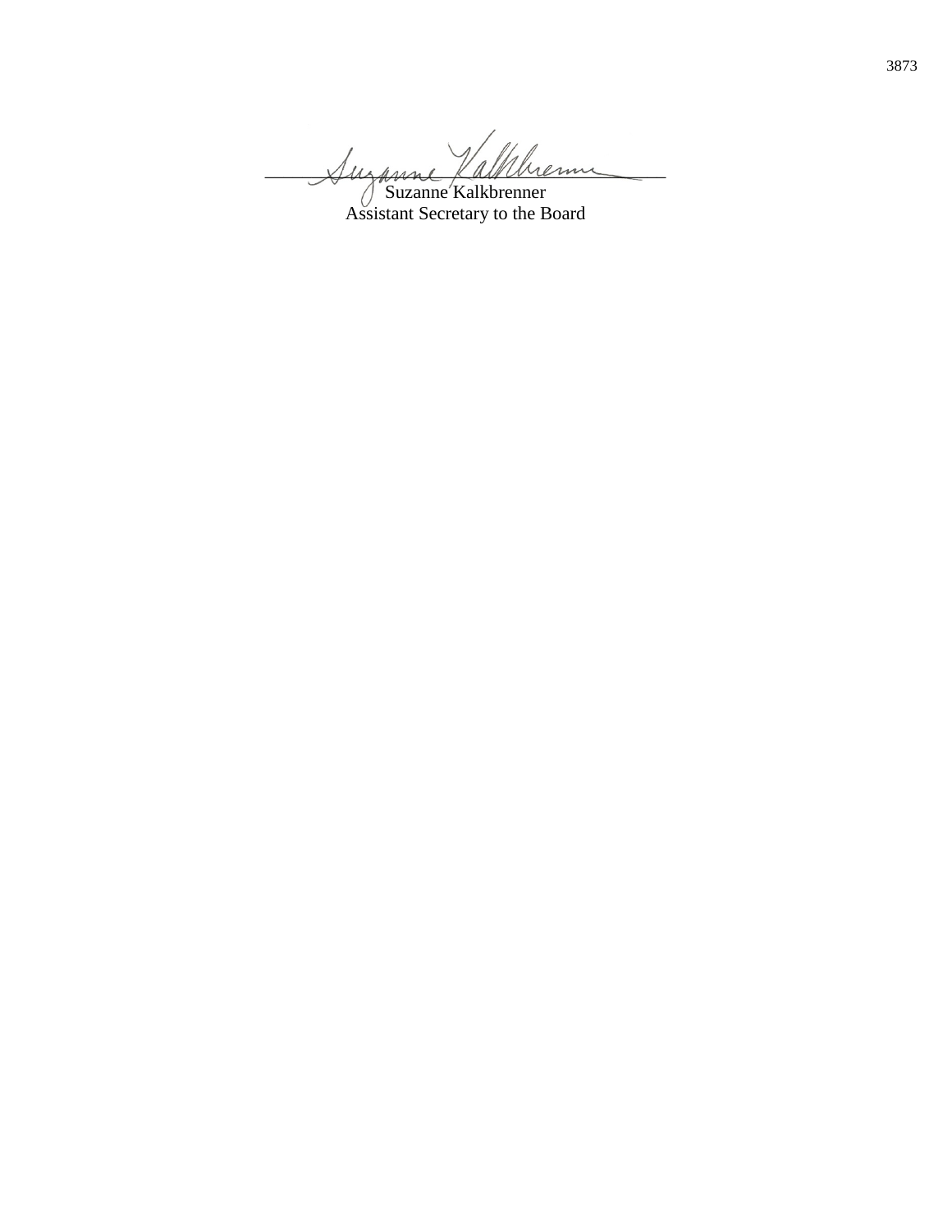Suzanne Kalkbrenner
Assistant Secretary to the Board